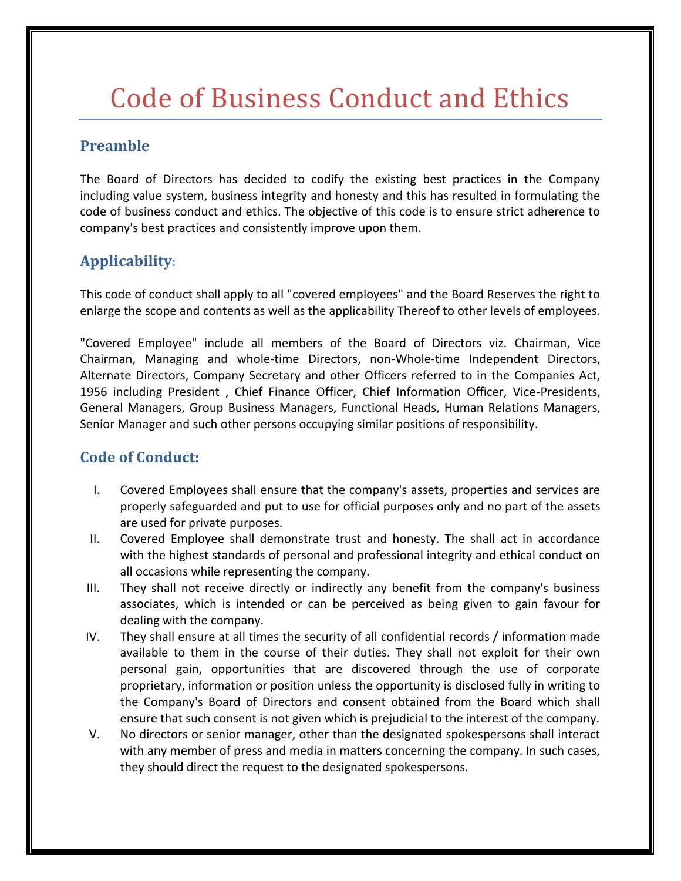# Code of Business Conduct and Ethics

## Preamble

The Board of Directors has decided to codify the existing best practices in the Company including value system, business integrity and honesty and this has resulted in formulating the code of business conduct and ethics. The objective of this code is to ensure strict adherence to company's best practices and consistently improve upon them.

## Applicability:

This code of conduct shall apply to all "covered employees" and the Board Reserves the right to enlarge the scope and contents as well as the applicability Thereof to other levels of employees.

"Covered Employee" include all members of the Board of Directors viz. Chairman, Vice Chairman, Managing and whole-time Directors, non-Whole-time Independent Directors, Alternate Directors, Company Secretary and other Officers referred to in the Companies Act, 1956 including President , Chief Finance Officer, Chief Information Officer, Vice-Presidents, General Managers, Group Business Managers, Functional Heads, Human Relations Managers, Senior Manager and such other persons occupying similar positions of responsibility.

## Code of Conduct:

I. Covered Employees shall ensure that the company's assets, properties and services are properly safeguarded and put to use for official purposes only and no part of the assets are used for private purposes.

II. Covered Employee shall demonstrate trust and honesty. The shall act in accordance with the highest standards of personal and professional integrity and ethical conduct on all occasions while representing the company.

III. They shall not receive directly or indirectly any benefit from the company's business associates, which is intended or can be perceived as being given to gain favour for dealing with the company.

IV. They shall ensure at all times the security of all confidential records / information made available to them in the course of their duties. They shall not exploit for their own personal gain, opportunities that are discovered through the use of corporate proprietary, information or position unless the opportunity is disclosed fully in writing to the Company's Board of Directors and consent obtained from the Board which shall ensure that such consent is not given which is prejudicial to the interest of the company.

V. No directors or senior manager, other than the designated spokespersons shall interact with any member of press and media in matters concerning the company. In such cases, they should direct the request to the designated spokespersons.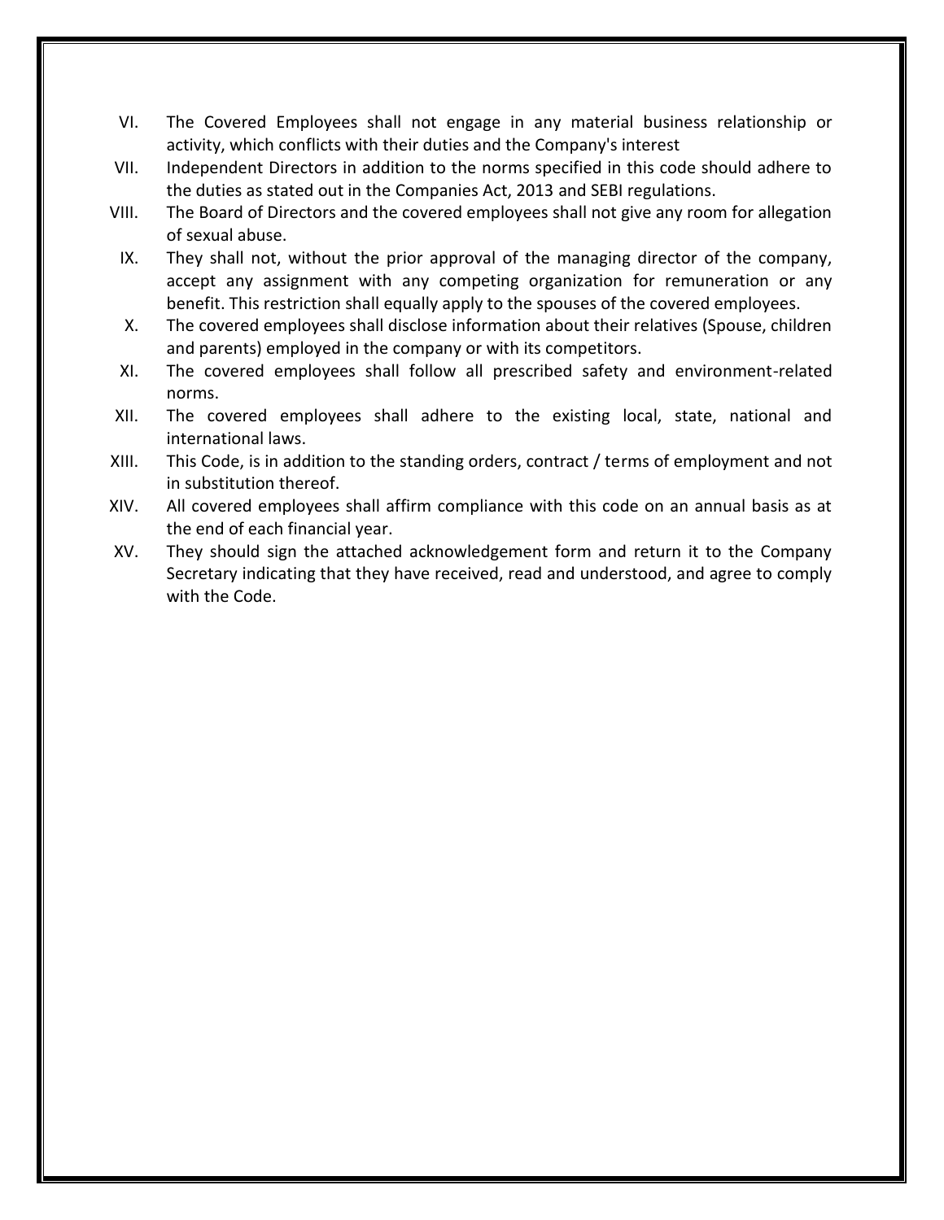VI. The Covered Employees shall not engage in any material business relationship or activity, which conflicts with their duties and the Company's interest

VII. Independent Directors in addition to the norms specified in this code should adhere to the duties as stated out in the Companies Act, 2013 and SEBI regulations.

VIII. The Board of Directors and the covered employees shall not give any room for allegation of sexual abuse.

IX. They shall not, without the prior approval of the managing director of the company, accept any assignment with any competing organization for remuneration or any benefit. This restriction shall equally apply to the spouses of the covered employees.

X. The covered employees shall disclose information about their relatives (Spouse, children and parents) employed in the company or with its competitors.

XI. The covered employees shall follow all prescribed safety and environment-related norms.

XII. The covered employees shall adhere to the existing local, state, national and international laws.

XIII. This Code, is in addition to the standing orders, contract / terms of employment and not in substitution thereof.

XIV. All covered employees shall affirm compliance with this code on an annual basis as at the end of each financial year.

XV. They should sign the attached acknowledgement form and return it to the Company Secretary indicating that they have received, read and understood, and agree to comply with the Code.